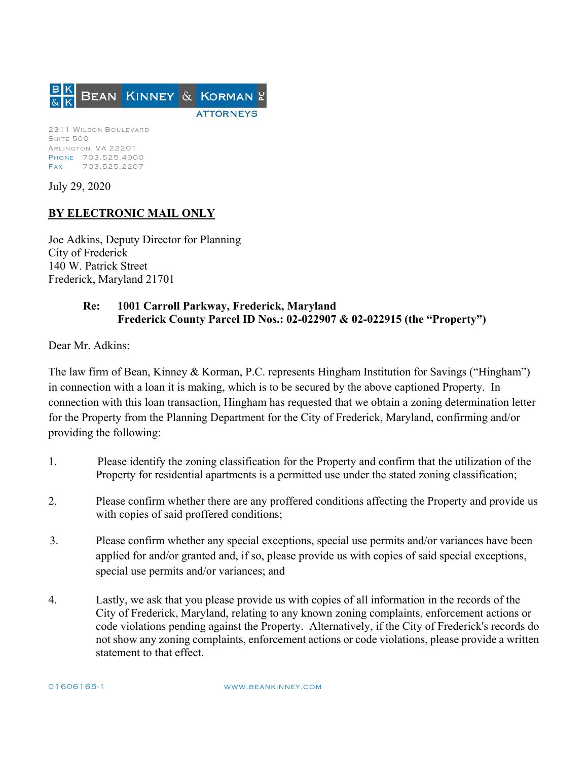BEAN KINNEY & KORMAN PC
ATTORNEYS

2311 Wilson Boulevard
Suite 500
Arlington, VA 22201
Phone 703.525.4000
Fax 703.525.2207

July 29, 2020

**BY ELECTRONIC MAIL ONLY**

Joe Adkins, Deputy Director for Planning
City of Frederick
140 W. Patrick Street
Frederick, Maryland 21701

**Re: 1001 Carroll Parkway, Frederick, Maryland**
**Frederick County Parcel ID Nos.: 02-022907 & 02-022915 (the "Property")**

Dear Mr. Adkins:

The law firm of Bean, Kinney & Korman, P.C. represents Hingham Institution for Savings ("Hingham") in connection with a loan it is making, which is to be secured by the above captioned Property. In connection with this loan transaction, Hingham has requested that we obtain a zoning determination letter for the Property from the Planning Department for the City of Frederick, Maryland, confirming and/or providing the following:

1. Please identify the zoning classification for the Property and confirm that the utilization of the Property for residential apartments is a permitted use under the stated zoning classification;

2. Please confirm whether there are any proffered conditions affecting the Property and provide us with copies of said proffered conditions;

3. Please confirm whether any special exceptions, special use permits and/or variances have been applied for and/or granted and, if so, please provide us with copies of said special exceptions, special use permits and/or variances; and

4. Lastly, we ask that you please provide us with copies of all information in the records of the City of Frederick, Maryland, relating to any known zoning complaints, enforcement actions or code violations pending against the Property. Alternatively, if the City of Frederick's records do not show any zoning complaints, enforcement actions or code violations, please provide a written statement to that effect.

01606165-1

WWW.BEANKINNEY.COM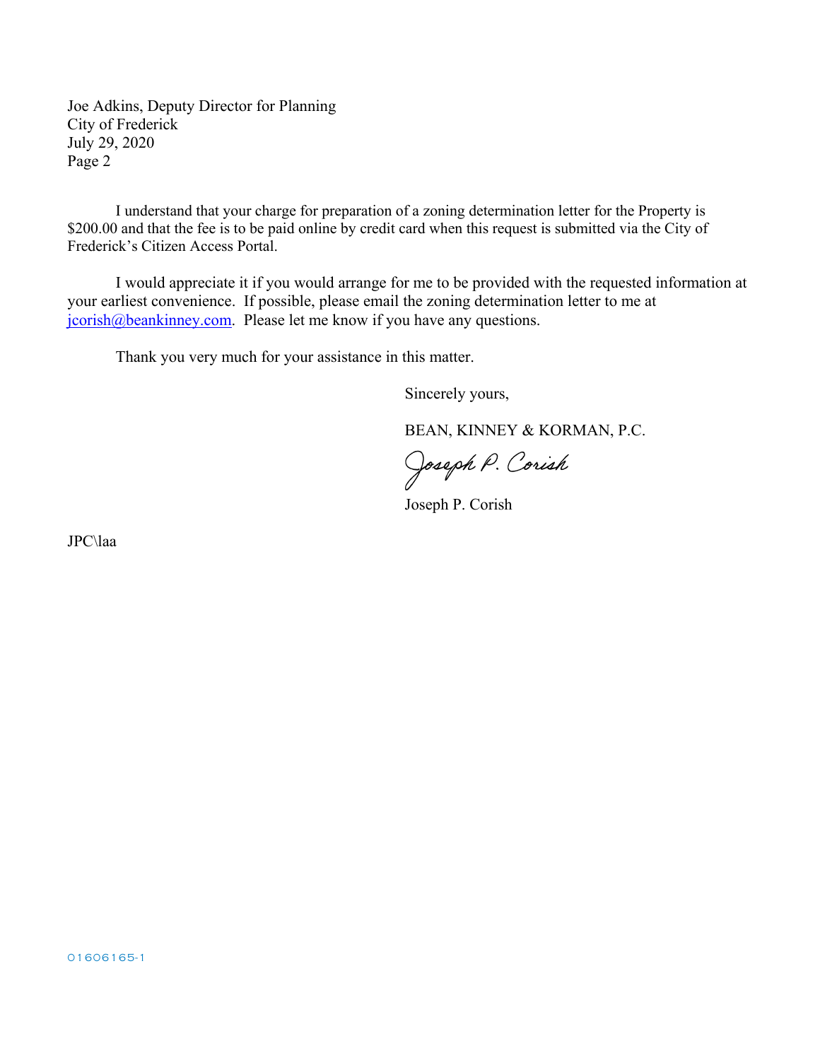Joe Adkins, Deputy Director for Planning
City of Frederick
July 29, 2020
Page 2

I understand that your charge for preparation of a zoning determination letter for the Property is $200.00 and that the fee is to be paid online by credit card when this request is submitted via the City of Frederick's Citizen Access Portal.

I would appreciate it if you would arrange for me to be provided with the requested information at your earliest convenience. If possible, please email the zoning determination letter to me at jcorish@beankinney.com. Please let me know if you have any questions.

Thank you very much for your assistance in this matter.

Sincerely yours,

BEAN, KINNEY & KORMAN, P.C.

*Joseph P. Corish*

Joseph P. Corish

JPC\laa

01606165-1